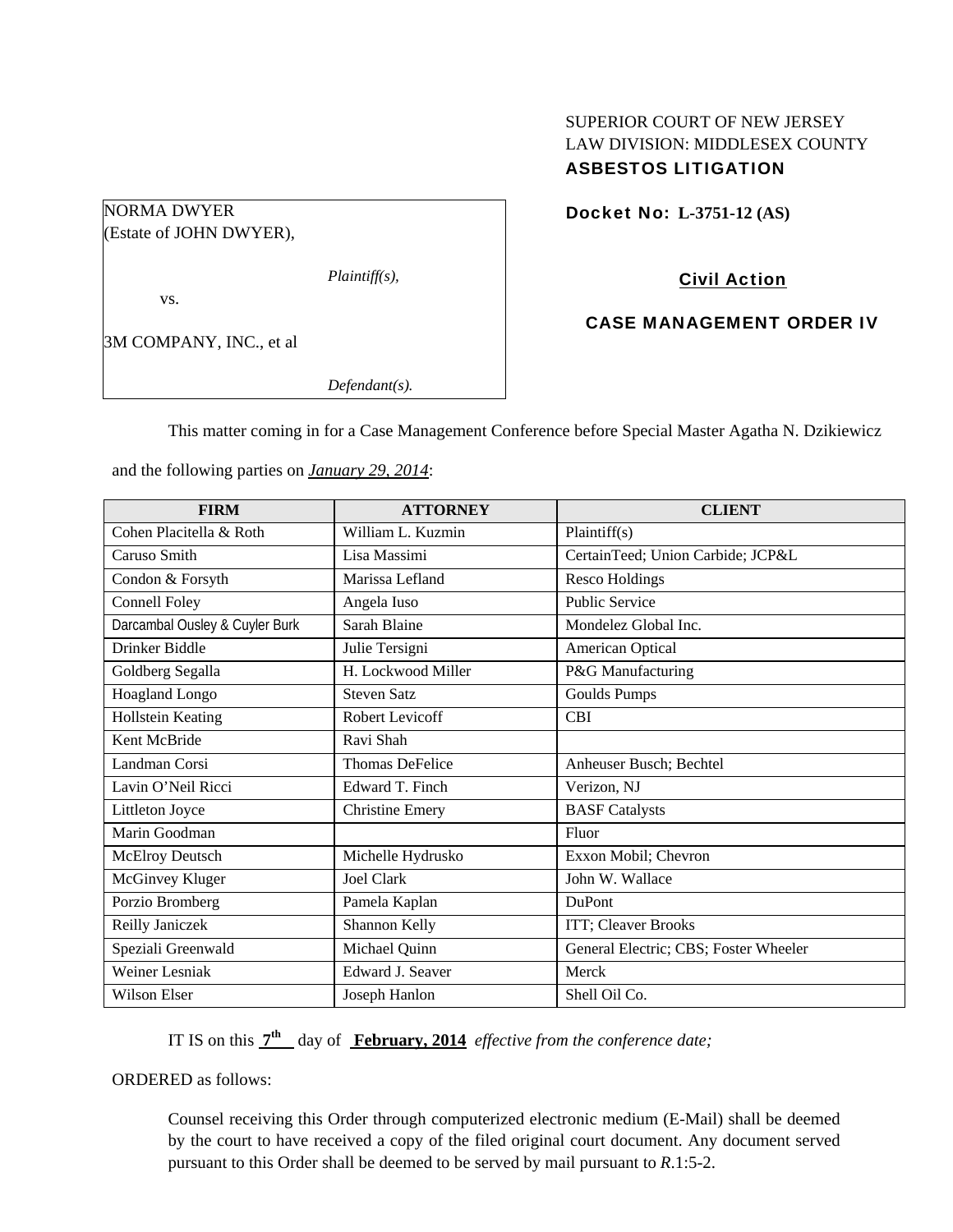SUPERIOR COURT OF NEW JERSEY
LAW DIVISION: MIDDLESEX COUNTY
**ASBESTOS LITIGATION**

NORMA DWYER
(Estate of JOHN DWYER),

*Plaintiff(s),*

vs.

3M COMPANY, INC., et al

*Defendant(s).*

**Docket No: L-3751-12 (AS)**

**Civil Action**

**CASE MANAGEMENT ORDER IV**

This matter coming in for a Case Management Conference before Special Master Agatha N. Dzikiewicz and the following parties on ***January 29, 2014***:

| FIRM | ATTORNEY | CLIENT |
|---|---|---|
| Cohen Placitella & Roth | William L. Kuzmin | Plaintiff(s) |
| Caruso Smith | Lisa Massimi | CertainTeed; Union Carbide; JCP&L |
| Condon & Forsyth | Marissa Lefland | Resco Holdings |
| Connell Foley | Angela Iuso | Public Service |
| Darcambal Ousley & Cuyler Burk | Sarah Blaine | Mondelez Global Inc. |
| Drinker Biddle | Julie Tersigni | American Optical |
| Goldberg Segalla | H. Lockwood Miller | P&G Manufacturing |
| Hoagland Longo | Steven Satz | Goulds Pumps |
| Hollstein Keating | Robert Levicoff | CBI |
| Kent McBride | Ravi Shah | |
| Landman Corsi | Thomas DeFelice | Anheuser Busch; Bechtel |
| Lavin O'Neil Ricci | Edward T. Finch | Verizon, NJ |
| Littleton Joyce | Christine Emery | BASF Catalysts |
| Marin Goodman | | Fluor |
| McElroy Deutsch | Michelle Hydrusko | Exxon Mobil; Chevron |
| McGinvey Kluger | Joel Clark | John W. Wallace |
| Porzio Bromberg | Pamela Kaplan | DuPont |
| Reilly Janiczek | Shannon Kelly | ITT; Cleaver Brooks |
| Speziali Greenwald | Michael Quinn | General Electric; CBS; Foster Wheeler |
| Weiner Lesniak | Edward J. Seaver | Merck |
| Wilson Elser | Joseph Hanlon | Shell Oil Co. |

IT IS on this **7th** day of **February, 2014** *effective from the conference date;*

ORDERED as follows:

Counsel receiving this Order through computerized electronic medium (E-Mail) shall be deemed by the court to have received a copy of the filed original court document. Any document served pursuant to this Order shall be deemed to be served by mail pursuant to *R*.1:5-2.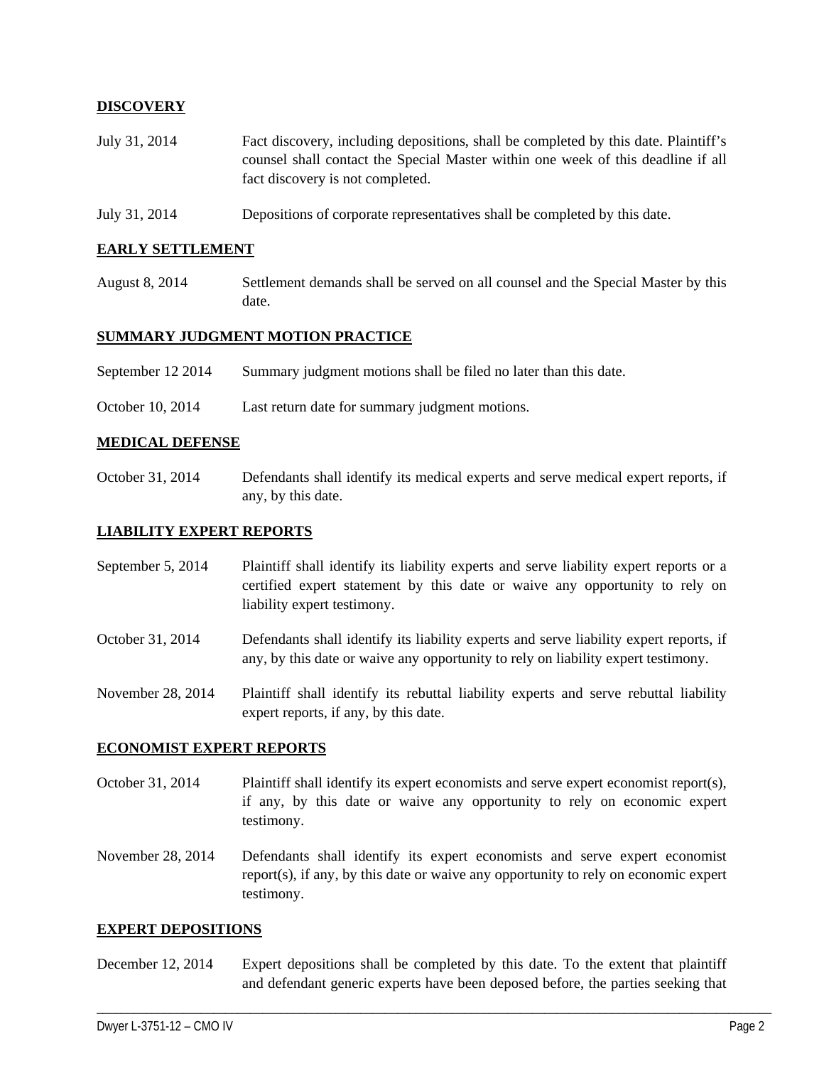**DISCOVERY**

July 31, 2014 Fact discovery, including depositions, shall be completed by this date. Plaintiff's counsel shall contact the Special Master within one week of this deadline if all fact discovery is not completed.

July 31, 2014 Depositions of corporate representatives shall be completed by this date.

**EARLY SETTLEMENT**

August 8, 2014 Settlement demands shall be served on all counsel and the Special Master by this date.

**SUMMARY JUDGMENT MOTION PRACTICE**

September 12 2014 Summary judgment motions shall be filed no later than this date.

October 10, 2014 Last return date for summary judgment motions.

**MEDICAL DEFENSE**

October 31, 2014 Defendants shall identify its medical experts and serve medical expert reports, if any, by this date.

**LIABILITY EXPERT REPORTS**

September 5, 2014 Plaintiff shall identify its liability experts and serve liability expert reports or a certified expert statement by this date or waive any opportunity to rely on liability expert testimony.

October 31, 2014 Defendants shall identify its liability experts and serve liability expert reports, if any, by this date or waive any opportunity to rely on liability expert testimony.

November 28, 2014 Plaintiff shall identify its rebuttal liability experts and serve rebuttal liability expert reports, if any, by this date.

**ECONOMIST EXPERT REPORTS**

October 31, 2014 Plaintiff shall identify its expert economists and serve expert economist report(s), if any, by this date or waive any opportunity to rely on economic expert testimony.

November 28, 2014 Defendants shall identify its expert economists and serve expert economist report(s), if any, by this date or waive any opportunity to rely on economic expert testimony.

**EXPERT DEPOSITIONS**

December 12, 2014 Expert depositions shall be completed by this date. To the extent that plaintiff and defendant generic experts have been deposed before, the parties seeking that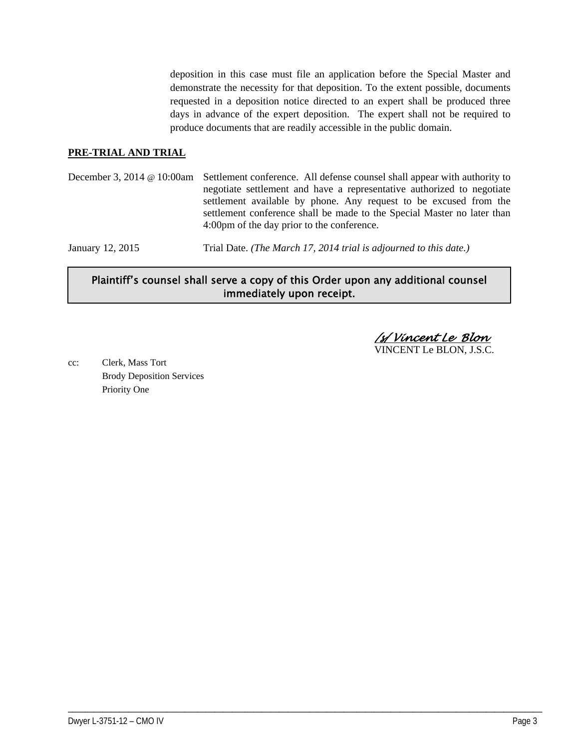deposition in this case must file an application before the Special Master and demonstrate the necessity for that deposition. To the extent possible, documents requested in a deposition notice directed to an expert shall be produced three days in advance of the expert deposition. The expert shall not be required to produce documents that are readily accessible in the public domain.

**PRE-TRIAL AND TRIAL**

| | |
|---|---|
| December 3, 2014 @ 10:00am | Settlement conference. All defense counsel shall appear with authority to negotiate settlement and have a representative authorized to negotiate settlement available by phone. Any request to be excused from the settlement conference shall be made to the Special Master no later than 4:00pm of the day prior to the conference. |
| January 12, 2015 | Trial Date. *(The March 17, 2014 trial is adjourned to this date.)* |

**Plaintiff's counsel shall serve a copy of this Order upon any additional counsel immediately upon receipt.**

*/s/ Vincent Le Blon*
VINCENT Le BLON, J.S.C.

cc: Clerk, Mass Tort
Brody Deposition Services
Priority One